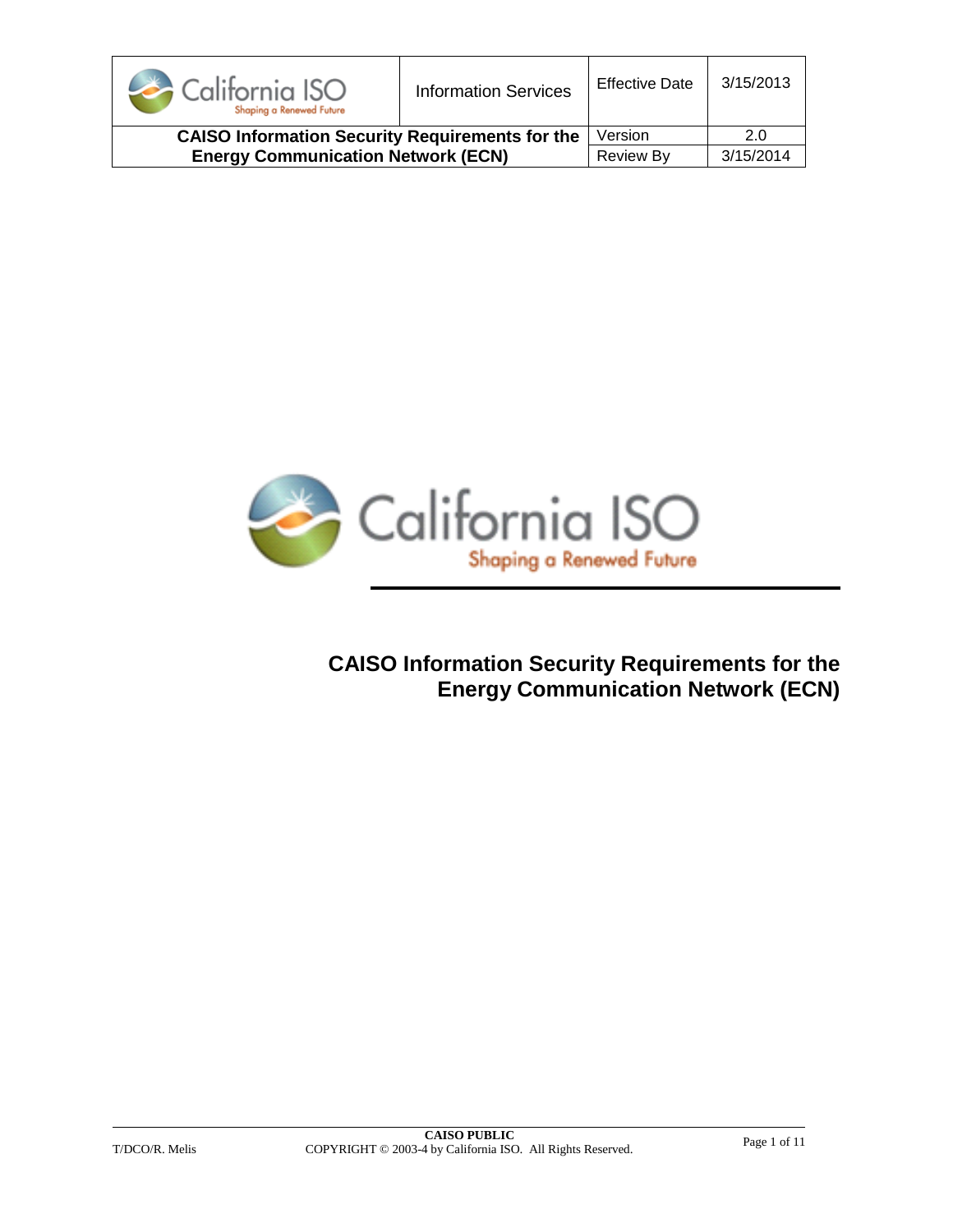| California ISO | Information Services | Effective Date | 3/15/2013 |
|---|---|---|---|
| **CAISO Information Security Requirements for the Energy Communication Network (ECN)** | | Version | 2.0 |
| | | Review By | 3/15/2014 |

# CAISO Information Security Requirements for the Energy Communication Network (ECN)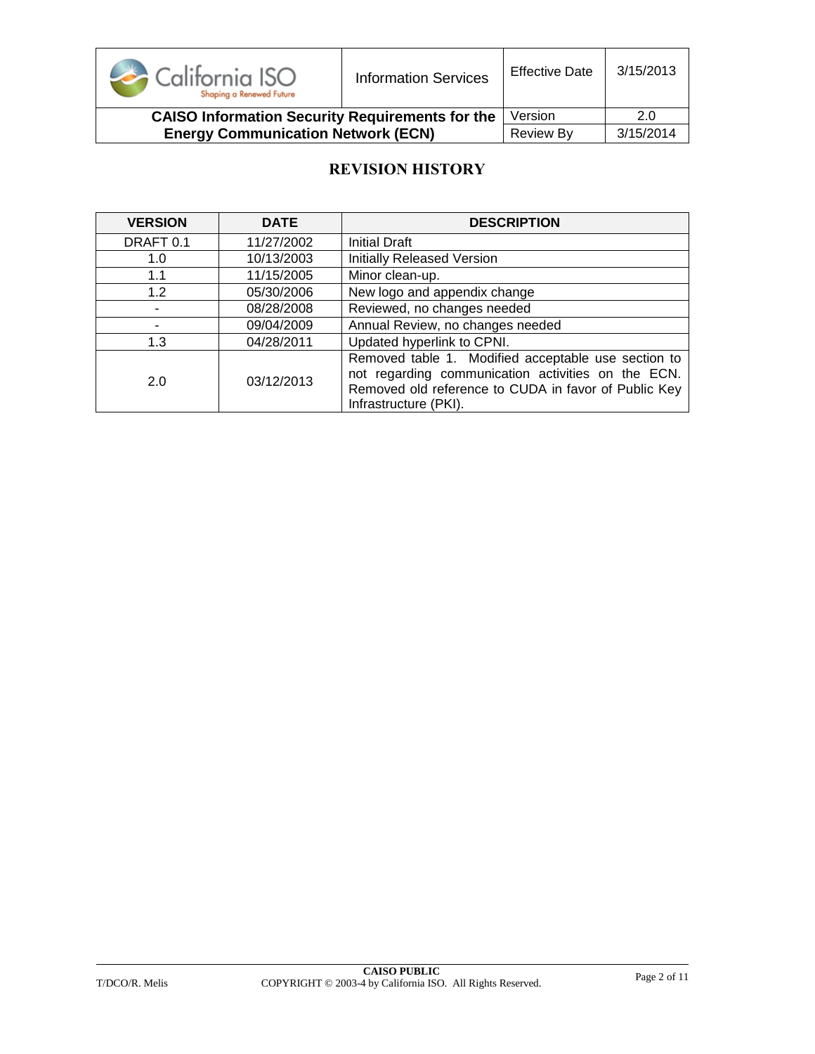## REVISION HISTORY

| VERSION | DATE | DESCRIPTION |
|---|---|---|
| DRAFT 0.1 | 11/27/2002 | Initial Draft |
| 1.0 | 10/13/2003 | Initially Released Version |
| 1.1 | 11/15/2005 | Minor clean-up. |
| 1.2 | 05/30/2006 | New logo and appendix change |
| - | 08/28/2008 | Reviewed, no changes needed |
| - | 09/04/2009 | Annual Review, no changes needed |
| 1.3 | 04/28/2011 | Updated hyperlink to CPNI. |
| 2.0 | 03/12/2013 | Removed table 1. Modified acceptable use section to not regarding communication activities on the ECN. Removed old reference to CUDA in favor of Public Key Infrastructure (PKI). |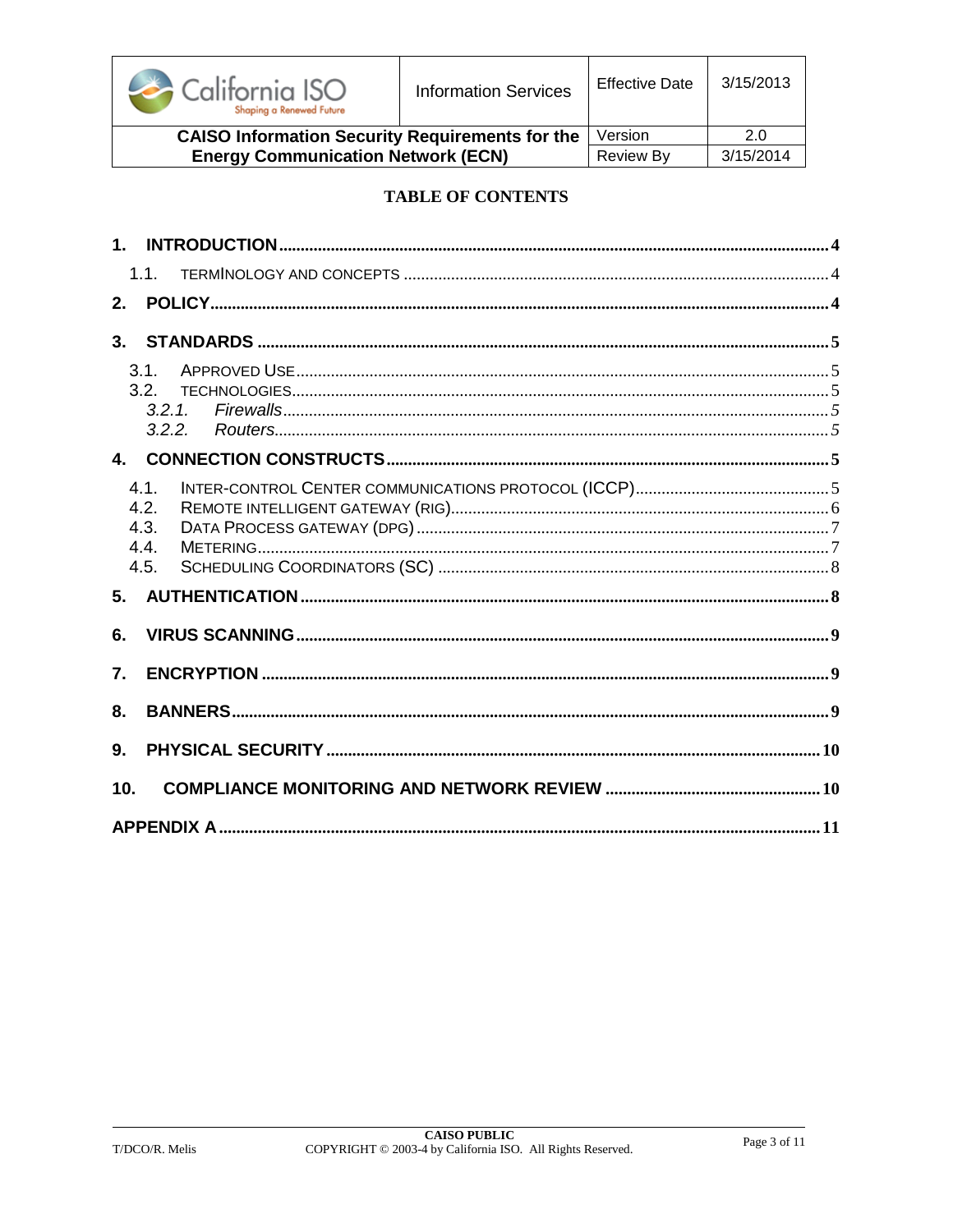## TABLE OF CONTENTS

1. INTRODUCTION .... 4
   - 1.1. TERMINOLOGY AND CONCEPTS .... 4
2. POLICY .... 4
3. STANDARDS .... 5
   - 3.1. APPROVED USE .... 5
   - 3.2. TECHNOLOGIES .... 5
     - *3.2.1. Firewalls* .... 5
     - *3.2.2. Routers* .... 5
4. CONNECTION CONSTRUCTS .... 5
   - 4.1. INTER-CONTROL CENTER COMMUNICATIONS PROTOCOL (ICCP) .... 5
   - 4.2. REMOTE INTELLIGENT GATEWAY (RIG) .... 6
   - 4.3. DATA PROCESS GATEWAY (DPG) .... 7
   - 4.4. METERING .... 7
   - 4.5. SCHEDULING COORDINATORS (SC) .... 8
5. AUTHENTICATION .... 8
6. VIRUS SCANNING .... 9
7. ENCRYPTION .... 9
8. BANNERS .... 9
9. PHYSICAL SECURITY .... 10
10. COMPLIANCE MONITORING AND NETWORK REVIEW .... 10

APPENDIX A .... 11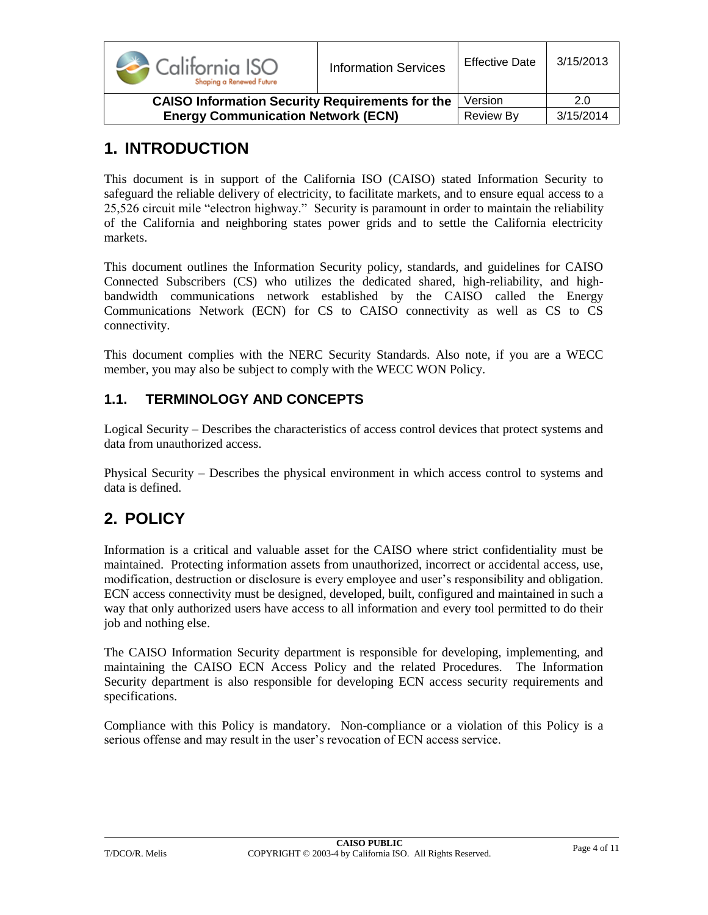# 1. INTRODUCTION

This document is in support of the California ISO (CAISO) stated Information Security to safeguard the reliable delivery of electricity, to facilitate markets, and to ensure equal access to a 25,526 circuit mile "electron highway." Security is paramount in order to maintain the reliability of the California and neighboring states power grids and to settle the California electricity markets.

This document outlines the Information Security policy, standards, and guidelines for CAISO Connected Subscribers (CS) who utilizes the dedicated shared, high-reliability, and high-bandwidth communications network established by the CAISO called the Energy Communications Network (ECN) for CS to CAISO connectivity as well as CS to CS connectivity.

This document complies with the NERC Security Standards. Also note, if you are a WECC member, you may also be subject to comply with the WECC WON Policy.

## 1.1. TERMINOLOGY AND CONCEPTS

Logical Security – Describes the characteristics of access control devices that protect systems and data from unauthorized access.

Physical Security – Describes the physical environment in which access control to systems and data is defined.

# 2. POLICY

Information is a critical and valuable asset for the CAISO where strict confidentiality must be maintained. Protecting information assets from unauthorized, incorrect or accidental access, use, modification, destruction or disclosure is every employee and user's responsibility and obligation. ECN access connectivity must be designed, developed, built, configured and maintained in such a way that only authorized users have access to all information and every tool permitted to do their job and nothing else.

The CAISO Information Security department is responsible for developing, implementing, and maintaining the CAISO ECN Access Policy and the related Procedures. The Information Security department is also responsible for developing ECN access security requirements and specifications.

Compliance with this Policy is mandatory. Non-compliance or a violation of this Policy is a serious offense and may result in the user's revocation of ECN access service.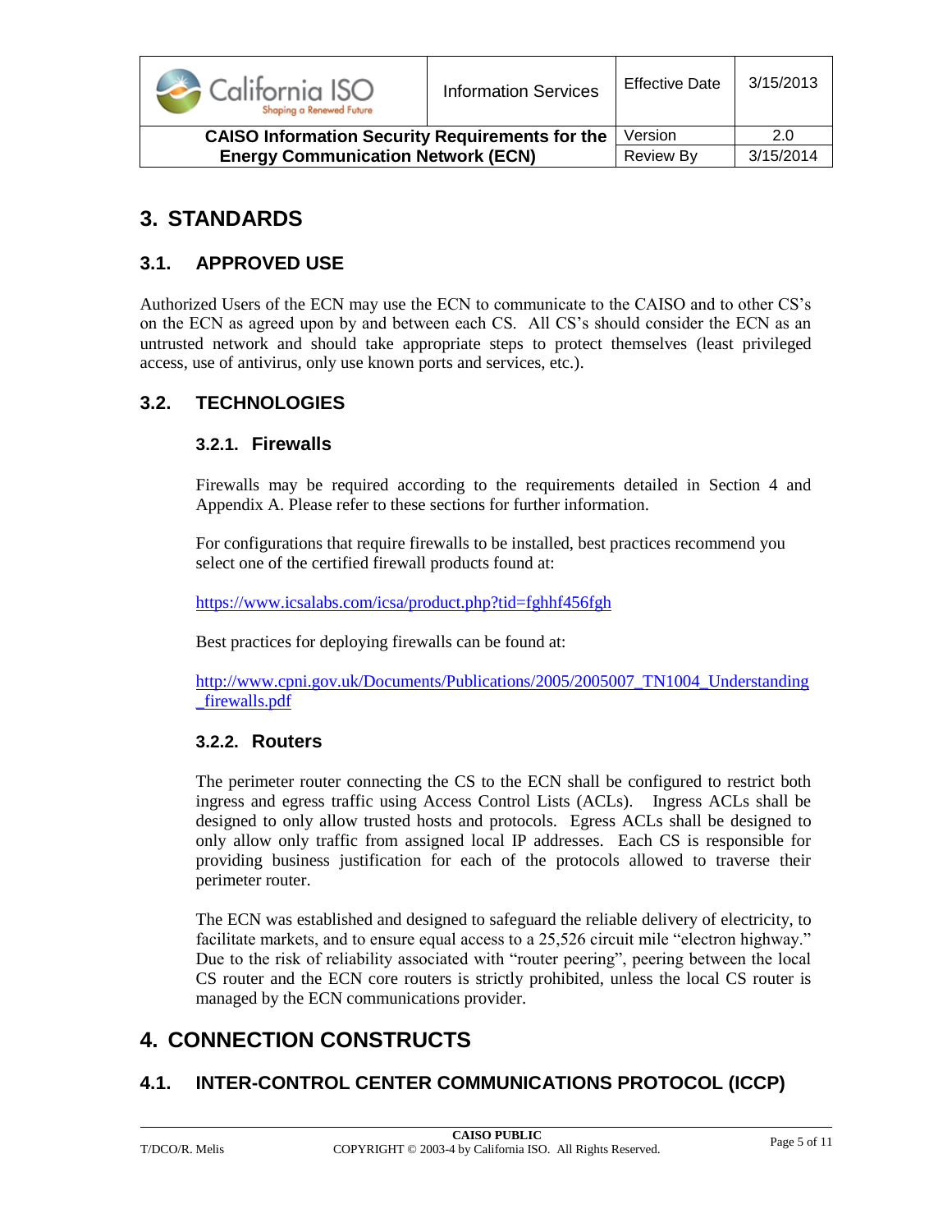# 3. STANDARDS

## 3.1. APPROVED USE

Authorized Users of the ECN may use the ECN to communicate to the CAISO and to other CS's on the ECN as agreed upon by and between each CS. All CS's should consider the ECN as an untrusted network and should take appropriate steps to protect themselves (least privileged access, use of antivirus, only use known ports and services, etc.).

## 3.2. TECHNOLOGIES

### 3.2.1. Firewalls

Firewalls may be required according to the requirements detailed in Section 4 and Appendix A. Please refer to these sections for further information.

For configurations that require firewalls to be installed, best practices recommend you select one of the certified firewall products found at:

https://www.icsalabs.com/icsa/product.php?tid=fghhf456fgh

Best practices for deploying firewalls can be found at:

http://www.cpni.gov.uk/Documents/Publications/2005/2005007_TN1004_Understanding_firewalls.pdf

### 3.2.2. Routers

The perimeter router connecting the CS to the ECN shall be configured to restrict both ingress and egress traffic using Access Control Lists (ACLs). Ingress ACLs shall be designed to only allow trusted hosts and protocols. Egress ACLs shall be designed to only allow only traffic from assigned local IP addresses. Each CS is responsible for providing business justification for each of the protocols allowed to traverse their perimeter router.

The ECN was established and designed to safeguard the reliable delivery of electricity, to facilitate markets, and to ensure equal access to a 25,526 circuit mile "electron highway." Due to the risk of reliability associated with "router peering", peering between the local CS router and the ECN core routers is strictly prohibited, unless the local CS router is managed by the ECN communications provider.

# 4. CONNECTION CONSTRUCTS

## 4.1. INTER-CONTROL CENTER COMMUNICATIONS PROTOCOL (ICCP)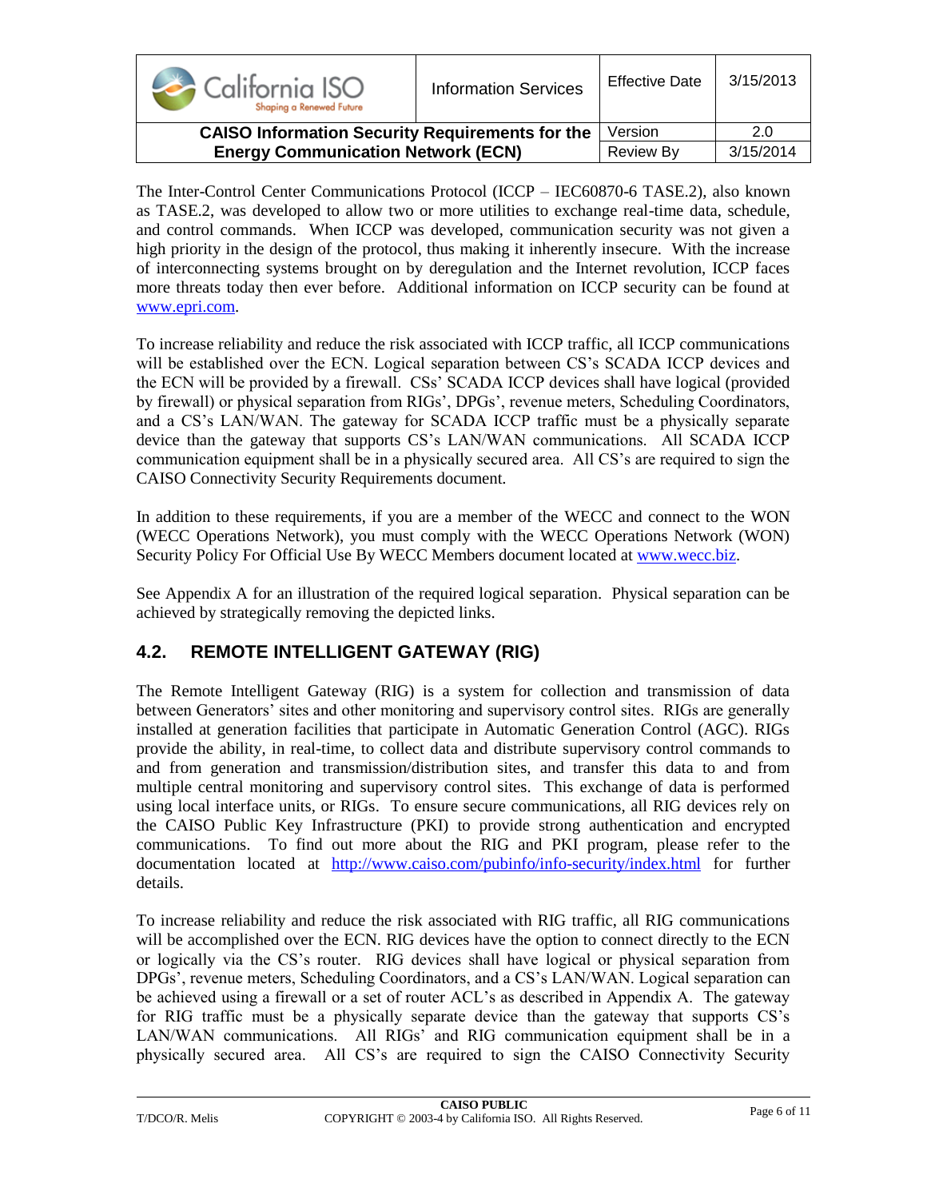The Inter-Control Center Communications Protocol (ICCP – IEC60870-6 TASE.2), also known as TASE.2, was developed to allow two or more utilities to exchange real-time data, schedule, and control commands. When ICCP was developed, communication security was not given a high priority in the design of the protocol, thus making it inherently insecure. With the increase of interconnecting systems brought on by deregulation and the Internet revolution, ICCP faces more threats today then ever before. Additional information on ICCP security can be found at www.epri.com.

To increase reliability and reduce the risk associated with ICCP traffic, all ICCP communications will be established over the ECN. Logical separation between CS's SCADA ICCP devices and the ECN will be provided by a firewall. CSs' SCADA ICCP devices shall have logical (provided by firewall) or physical separation from RIGs', DPGs', revenue meters, Scheduling Coordinators, and a CS's LAN/WAN. The gateway for SCADA ICCP traffic must be a physically separate device than the gateway that supports CS's LAN/WAN communications. All SCADA ICCP communication equipment shall be in a physically secured area. All CS's are required to sign the CAISO Connectivity Security Requirements document.

In addition to these requirements, if you are a member of the WECC and connect to the WON (WECC Operations Network), you must comply with the WECC Operations Network (WON) Security Policy For Official Use By WECC Members document located at www.wecc.biz.

See Appendix A for an illustration of the required logical separation. Physical separation can be achieved by strategically removing the depicted links.

## 4.2. REMOTE INTELLIGENT GATEWAY (RIG)

The Remote Intelligent Gateway (RIG) is a system for collection and transmission of data between Generators' sites and other monitoring and supervisory control sites. RIGs are generally installed at generation facilities that participate in Automatic Generation Control (AGC). RIGs provide the ability, in real-time, to collect data and distribute supervisory control commands to and from generation and transmission/distribution sites, and transfer this data to and from multiple central monitoring and supervisory control sites. This exchange of data is performed using local interface units, or RIGs. To ensure secure communications, all RIG devices rely on the CAISO Public Key Infrastructure (PKI) to provide strong authentication and encrypted communications. To find out more about the RIG and PKI program, please refer to the documentation located at http://www.caiso.com/pubinfo/info-security/index.html for further details.

To increase reliability and reduce the risk associated with RIG traffic, all RIG communications will be accomplished over the ECN. RIG devices have the option to connect directly to the ECN or logically via the CS's router. RIG devices shall have logical or physical separation from DPGs', revenue meters, Scheduling Coordinators, and a CS's LAN/WAN. Logical separation can be achieved using a firewall or a set of router ACL's as described in Appendix A. The gateway for RIG traffic must be a physically separate device than the gateway that supports CS's LAN/WAN communications. All RIGs' and RIG communication equipment shall be in a physically secured area. All CS's are required to sign the CAISO Connectivity Security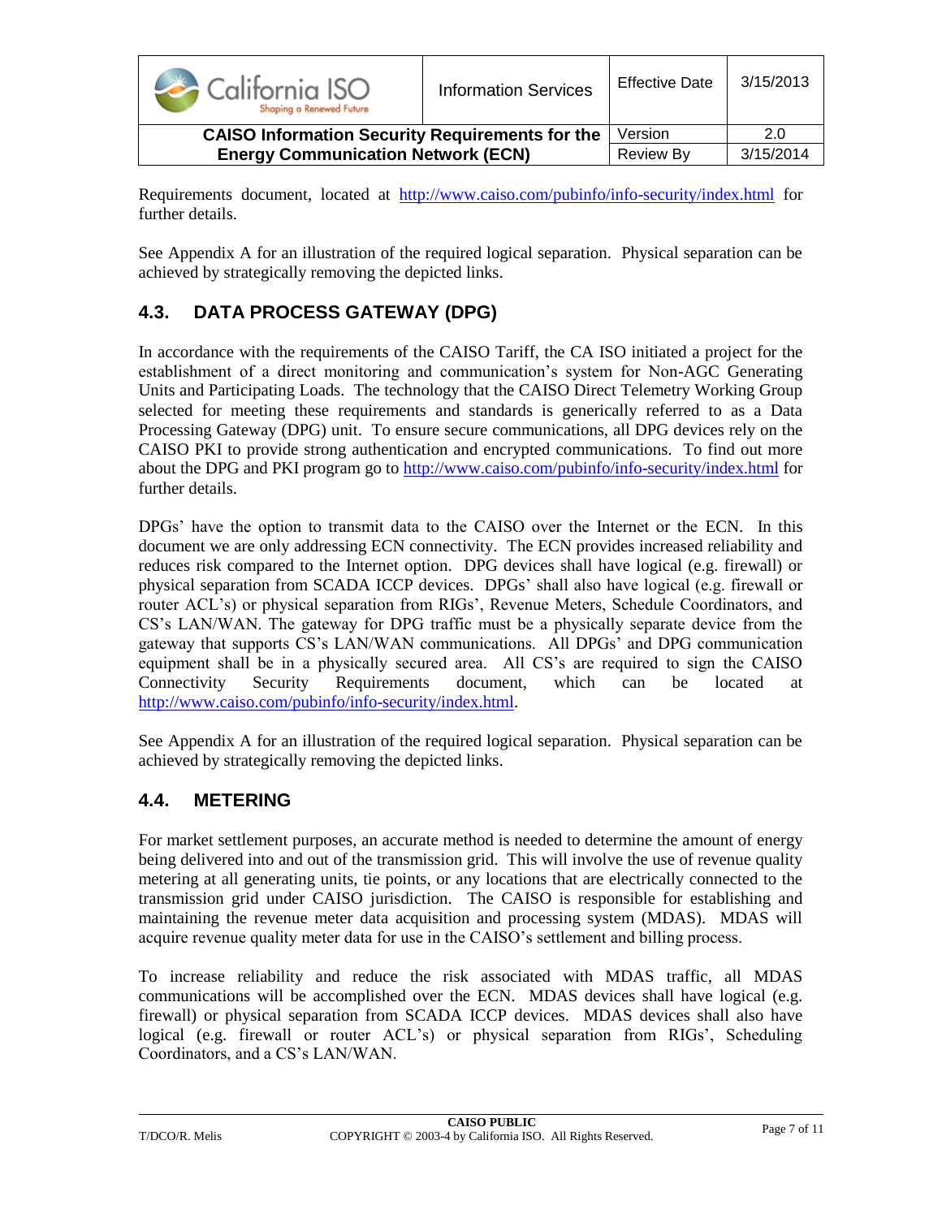Requirements document, located at http://www.caiso.com/pubinfo/info-security/index.html for further details.

See Appendix A for an illustration of the required logical separation. Physical separation can be achieved by strategically removing the depicted links.

## 4.3. DATA PROCESS GATEWAY (DPG)

In accordance with the requirements of the CAISO Tariff, the CA ISO initiated a project for the establishment of a direct monitoring and communication's system for Non-AGC Generating Units and Participating Loads. The technology that the CAISO Direct Telemetry Working Group selected for meeting these requirements and standards is generically referred to as a Data Processing Gateway (DPG) unit. To ensure secure communications, all DPG devices rely on the CAISO PKI to provide strong authentication and encrypted communications. To find out more about the DPG and PKI program go to http://www.caiso.com/pubinfo/info-security/index.html for further details.

DPGs' have the option to transmit data to the CAISO over the Internet or the ECN. In this document we are only addressing ECN connectivity. The ECN provides increased reliability and reduces risk compared to the Internet option. DPG devices shall have logical (e.g. firewall) or physical separation from SCADA ICCP devices. DPGs' shall also have logical (e.g. firewall or router ACL's) or physical separation from RIGs', Revenue Meters, Schedule Coordinators, and CS's LAN/WAN. The gateway for DPG traffic must be a physically separate device from the gateway that supports CS's LAN/WAN communications. All DPGs' and DPG communication equipment shall be in a physically secured area. All CS's are required to sign the CAISO Connectivity Security Requirements document, which can be located at http://www.caiso.com/pubinfo/info-security/index.html.

See Appendix A for an illustration of the required logical separation. Physical separation can be achieved by strategically removing the depicted links.

## 4.4. METERING

For market settlement purposes, an accurate method is needed to determine the amount of energy being delivered into and out of the transmission grid. This will involve the use of revenue quality metering at all generating units, tie points, or any locations that are electrically connected to the transmission grid under CAISO jurisdiction. The CAISO is responsible for establishing and maintaining the revenue meter data acquisition and processing system (MDAS). MDAS will acquire revenue quality meter data for use in the CAISO's settlement and billing process.

To increase reliability and reduce the risk associated with MDAS traffic, all MDAS communications will be accomplished over the ECN. MDAS devices shall have logical (e.g. firewall) or physical separation from SCADA ICCP devices. MDAS devices shall also have logical (e.g. firewall or router ACL's) or physical separation from RIGs', Scheduling Coordinators, and a CS's LAN/WAN.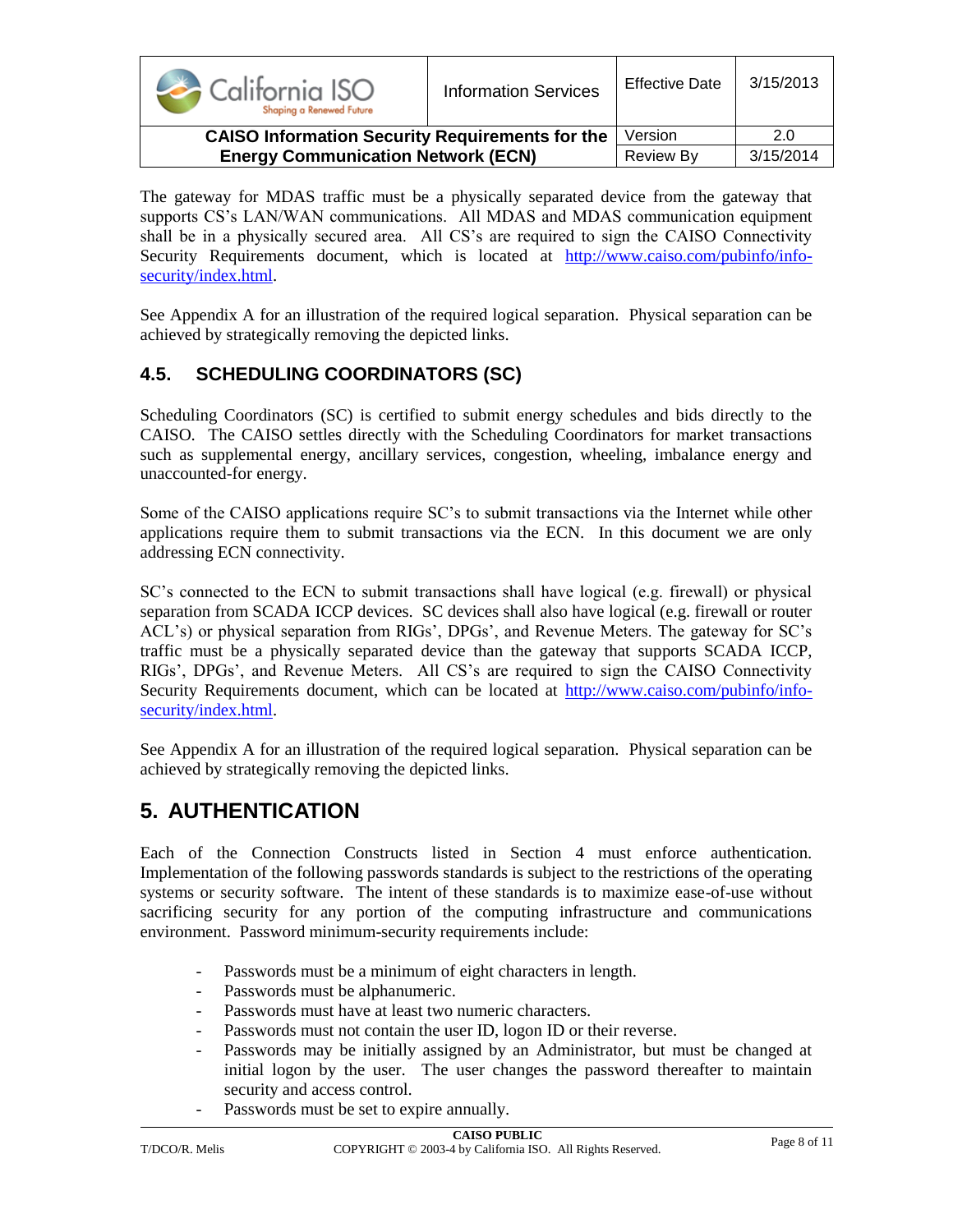The gateway for MDAS traffic must be a physically separated device from the gateway that supports CS's LAN/WAN communications. All MDAS and MDAS communication equipment shall be in a physically secured area. All CS's are required to sign the CAISO Connectivity Security Requirements document, which is located at http://www.caiso.com/pubinfo/info-security/index.html.

See Appendix A for an illustration of the required logical separation. Physical separation can be achieved by strategically removing the depicted links.

### 4.5. SCHEDULING COORDINATORS (SC)

Scheduling Coordinators (SC) is certified to submit energy schedules and bids directly to the CAISO. The CAISO settles directly with the Scheduling Coordinators for market transactions such as supplemental energy, ancillary services, congestion, wheeling, imbalance energy and unaccounted-for energy.

Some of the CAISO applications require SC's to submit transactions via the Internet while other applications require them to submit transactions via the ECN. In this document we are only addressing ECN connectivity.

SC's connected to the ECN to submit transactions shall have logical (e.g. firewall) or physical separation from SCADA ICCP devices. SC devices shall also have logical (e.g. firewall or router ACL's) or physical separation from RIGs', DPGs', and Revenue Meters. The gateway for SC's traffic must be a physically separated device than the gateway that supports SCADA ICCP, RIGs', DPGs', and Revenue Meters. All CS's are required to sign the CAISO Connectivity Security Requirements document, which can be located at http://www.caiso.com/pubinfo/info-security/index.html.

See Appendix A for an illustration of the required logical separation. Physical separation can be achieved by strategically removing the depicted links.

## 5. AUTHENTICATION

Each of the Connection Constructs listed in Section 4 must enforce authentication. Implementation of the following passwords standards is subject to the restrictions of the operating systems or security software. The intent of these standards is to maximize ease-of-use without sacrificing security for any portion of the computing infrastructure and communications environment. Password minimum-security requirements include:

- Passwords must be a minimum of eight characters in length.
- Passwords must be alphanumeric.
- Passwords must have at least two numeric characters.
- Passwords must not contain the user ID, logon ID or their reverse.
- Passwords may be initially assigned by an Administrator, but must be changed at initial logon by the user. The user changes the password thereafter to maintain security and access control.
- Passwords must be set to expire annually.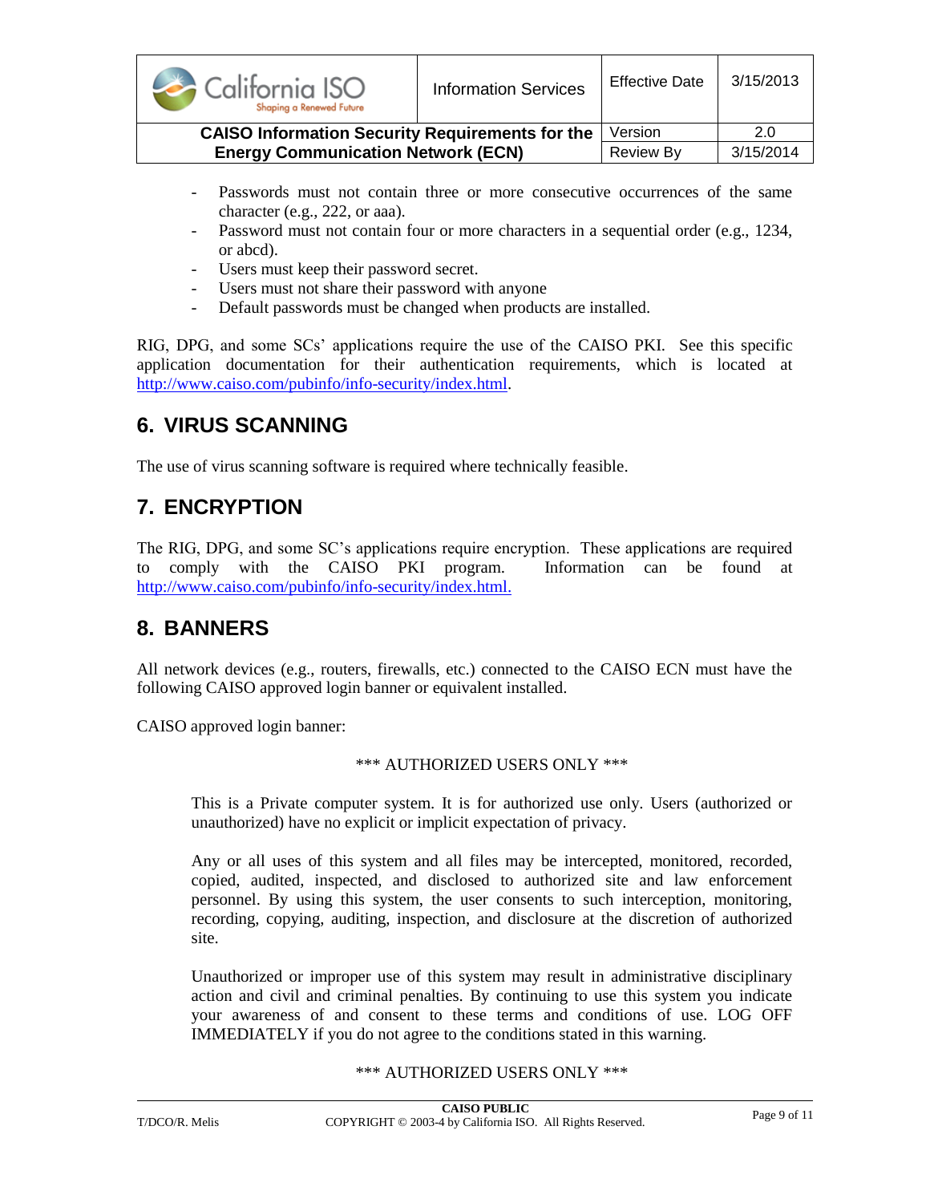- Passwords must not contain three or more consecutive occurrences of the same character (e.g., 222, or aaa).
- Password must not contain four or more characters in a sequential order (e.g., 1234, or abcd).
- Users must keep their password secret.
- Users must not share their password with anyone
- Default passwords must be changed when products are installed.

RIG, DPG, and some SCs' applications require the use of the CAISO PKI. See this specific application documentation for their authentication requirements, which is located at http://www.caiso.com/pubinfo/info-security/index.html.

## 6. VIRUS SCANNING

The use of virus scanning software is required where technically feasible.

## 7. ENCRYPTION

The RIG, DPG, and some SC's applications require encryption. These applications are required to comply with the CAISO PKI program. Information can be found at http://www.caiso.com/pubinfo/info-security/index.html.

## 8. BANNERS

All network devices (e.g., routers, firewalls, etc.) connected to the CAISO ECN must have the following CAISO approved login banner or equivalent installed.

CAISO approved login banner:

*** AUTHORIZED USERS ONLY ***

> This is a Private computer system. It is for authorized use only. Users (authorized or unauthorized) have no explicit or implicit expectation of privacy.
>
> Any or all uses of this system and all files may be intercepted, monitored, recorded, copied, audited, inspected, and disclosed to authorized site and law enforcement personnel. By using this system, the user consents to such interception, monitoring, recording, copying, auditing, inspection, and disclosure at the discretion of authorized site.
>
> Unauthorized or improper use of this system may result in administrative disciplinary action and civil and criminal penalties. By continuing to use this system you indicate your awareness of and consent to these terms and conditions of use. LOG OFF IMMEDIATELY if you do not agree to the conditions stated in this warning.

*** AUTHORIZED USERS ONLY ***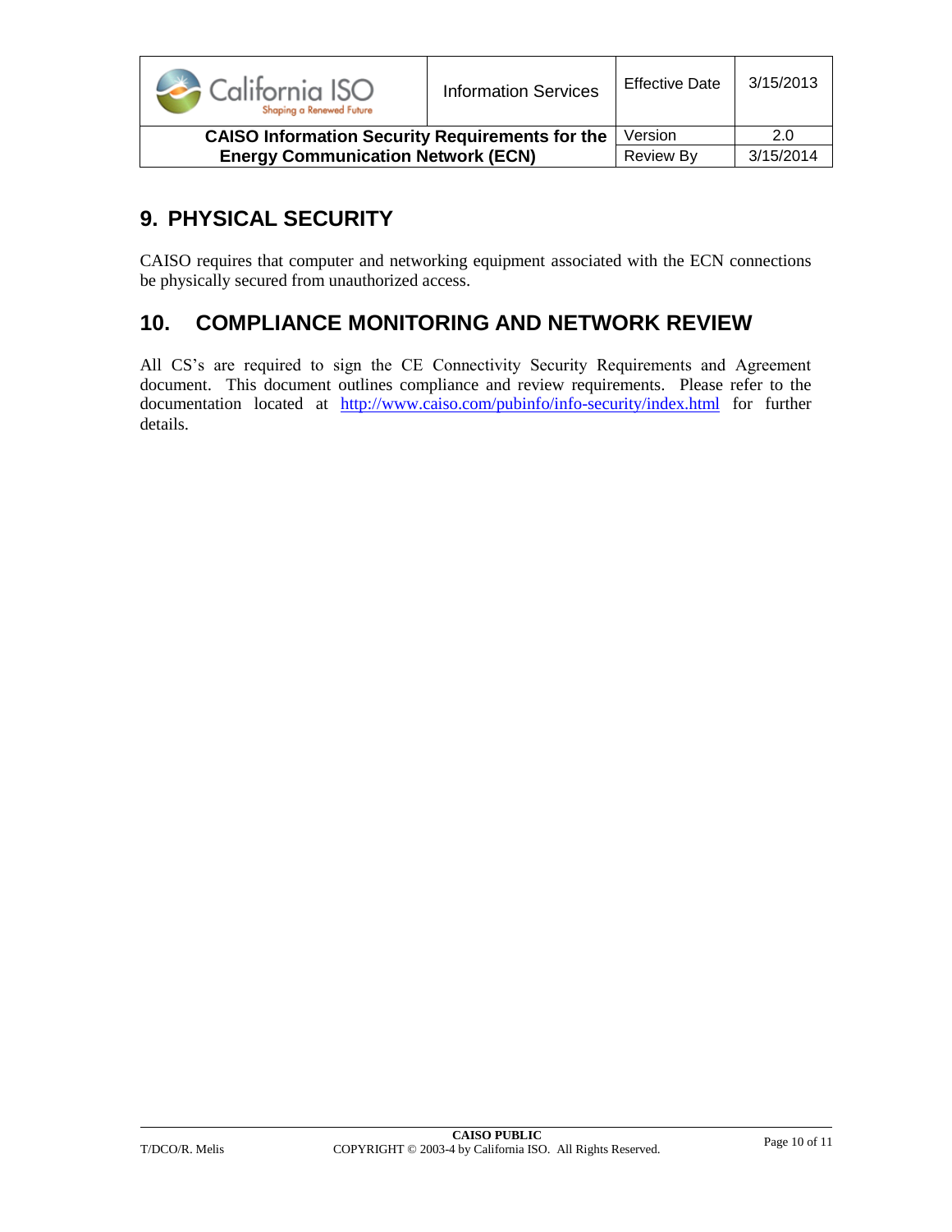## 9. PHYSICAL SECURITY

CAISO requires that computer and networking equipment associated with the ECN connections be physically secured from unauthorized access.

## 10. COMPLIANCE MONITORING AND NETWORK REVIEW

All CS's are required to sign the CE Connectivity Security Requirements and Agreement document. This document outlines compliance and review requirements. Please refer to the documentation located at http://www.caiso.com/pubinfo/info-security/index.html for further details.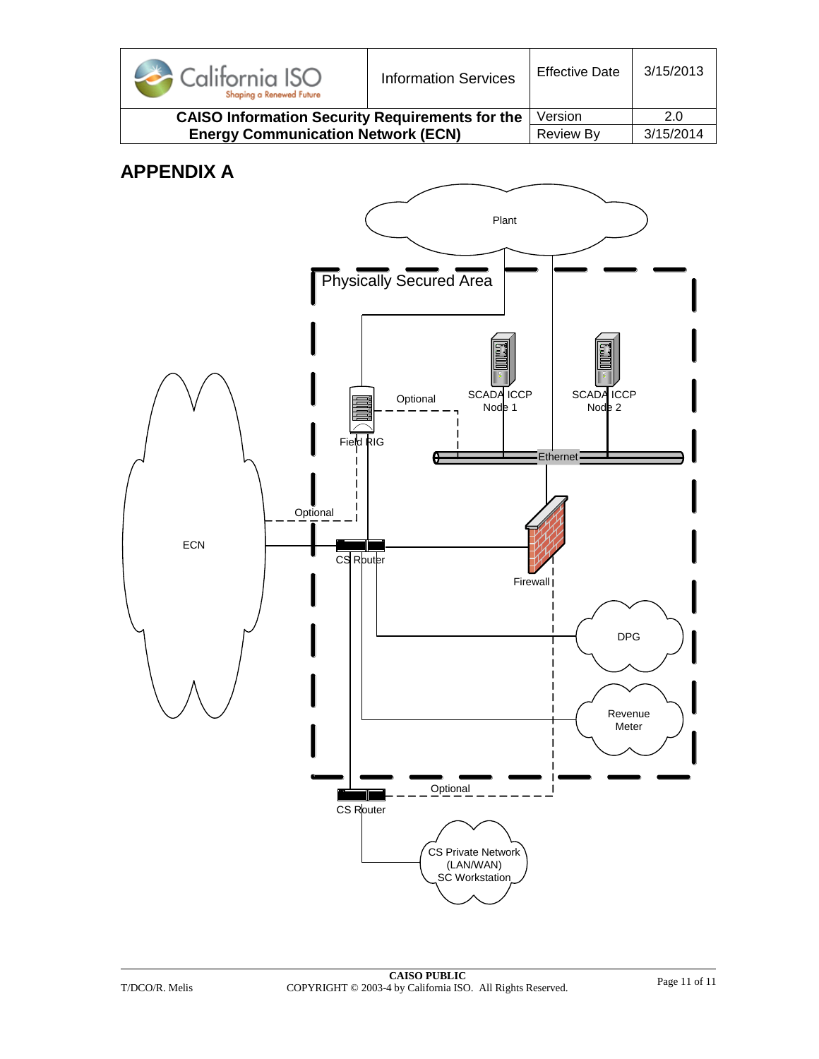## APPENDIX A

Plant

Physically Secured Area

SCADA ICCP Node 1

SCADA ICCP Node 2

Optional

Field RIG

Ethernet

Optional

ECN

CS Router

Firewall

DPG

Revenue Meter

Optional

CS Router

CS Private Network (LAN/WAN) SC Workstation